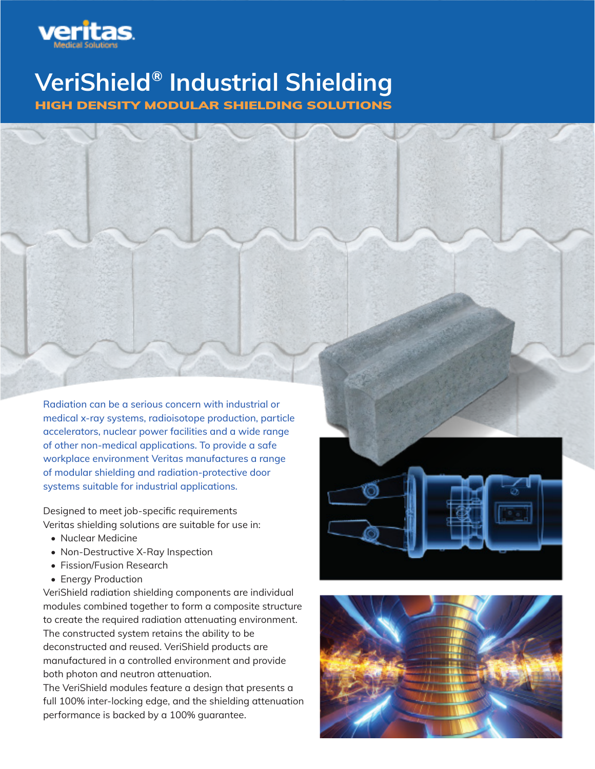veritas
Medical Solutions

# VeriShield® Industrial Shielding

## HIGH DENSITY MODULAR SHIELDING SOLUTIONS

Radiation can be a serious concern with industrial or medical x-ray systems, radioisotope production, particle accelerators, nuclear power facilities and a wide range of other non-medical applications. To provide a safe workplace environment Veritas manufactures a range of modular shielding and radiation-protective door systems suitable for industrial applications.

Designed to meet job-specific requirements Veritas shielding solutions are suitable for use in:

- Nuclear Medicine
- Non-Destructive X-Ray Inspection
- Fission/Fusion Research
- Energy Production

VeriShield radiation shielding components are individual modules combined together to form a composite structure to create the required radiation attenuating environment. The constructed system retains the ability to be deconstructed and reused. VeriShield products are manufactured in a controlled environment and provide both photon and neutron attenuation.

The VeriShield modules feature a design that presents a full 100% inter-locking edge, and the shielding attenuation performance is backed by a 100% guarantee.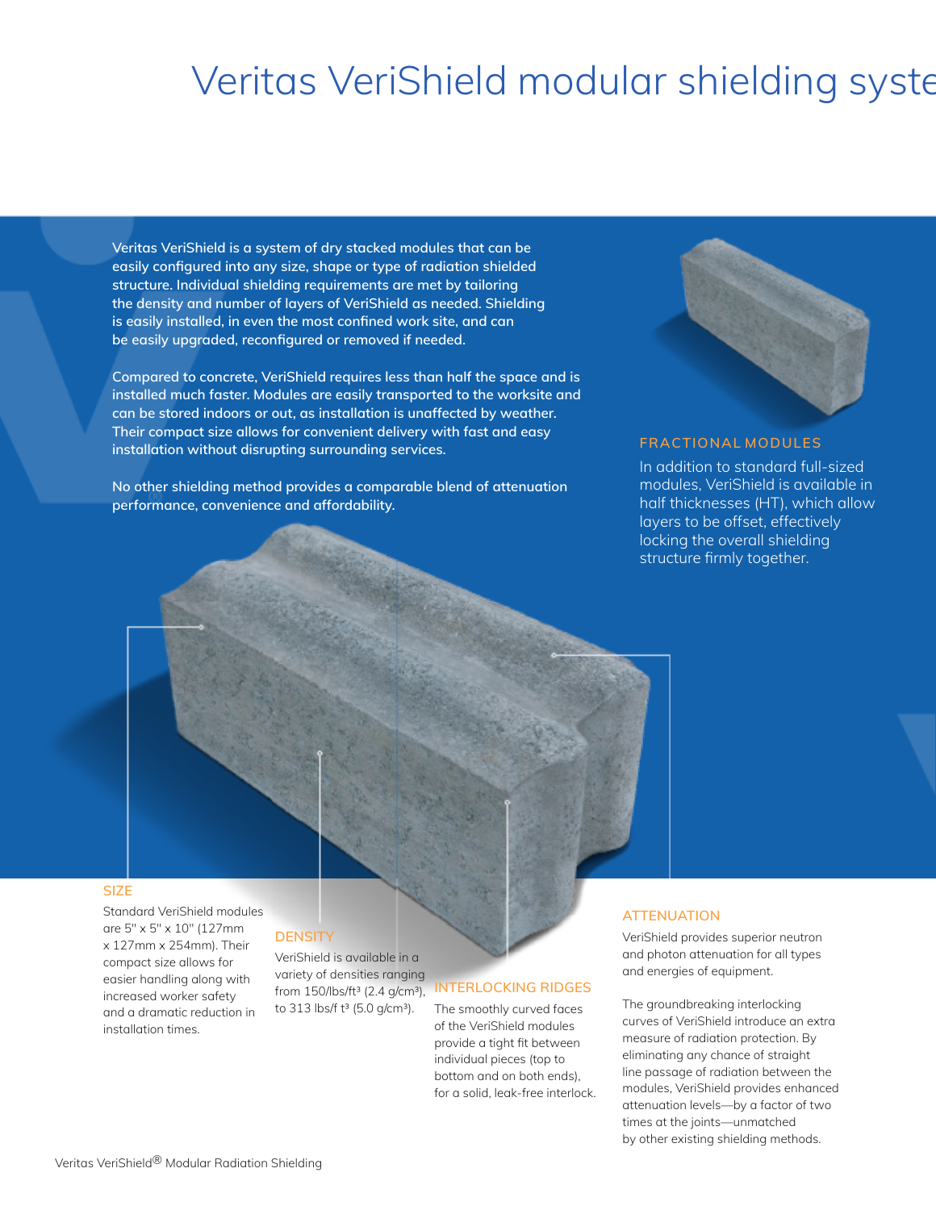# Veritas VeriShield modular shielding syste

Veritas VeriShield is a system of dry stacked modules that can be easily configured into any size, shape or type of radiation shielded structure. Individual shielding requirements are met by tailoring the density and number of layers of VeriShield as needed. Shielding is easily installed, in even the most confined work site, and can be easily upgraded, reconfigured or removed if needed.

Compared to concrete, VeriShield requires less than half the space and is installed much faster. Modules are easily transported to the worksite and can be stored indoors or out, as installation is unaffected by weather. Their compact size allows for convenient delivery with fast and easy installation without disrupting surrounding services.

No other shielding method provides a comparable blend of attenuation performance, convenience and affordability.

## FRACTIONAL MODULES

In addition to standard full-sized modules, VeriShield is available in half thicknesses (HT), which allow layers to be offset, effectively locking the overall shielding structure firmly together.

## SIZE

Standard VeriShield modules are 5" x 5" x 10" (127mm x 127mm x 254mm). Their compact size allows for easier handling along with increased worker safety and a dramatic reduction in installation times.

## DENSITY

VeriShield is available in a variety of densities ranging from 150/lbs/ft³ (2.4 g/cm³), to 313 lbs/f t³ (5.0 g/cm³).

## INTERLOCKING RIDGES

The smoothly curved faces of the VeriShield modules provide a tight fit between individual pieces (top to bottom and on both ends), for a solid, leak-free interlock.

## ATTENUATION

VeriShield provides superior neutron and photon attenuation for all types and energies of equipment.

The groundbreaking interlocking curves of VeriShield introduce an extra measure of radiation protection. By eliminating any chance of straight line passage of radiation between the modules, VeriShield provides enhanced attenuation levels—by a factor of two times at the joints—unmatched by other existing shielding methods.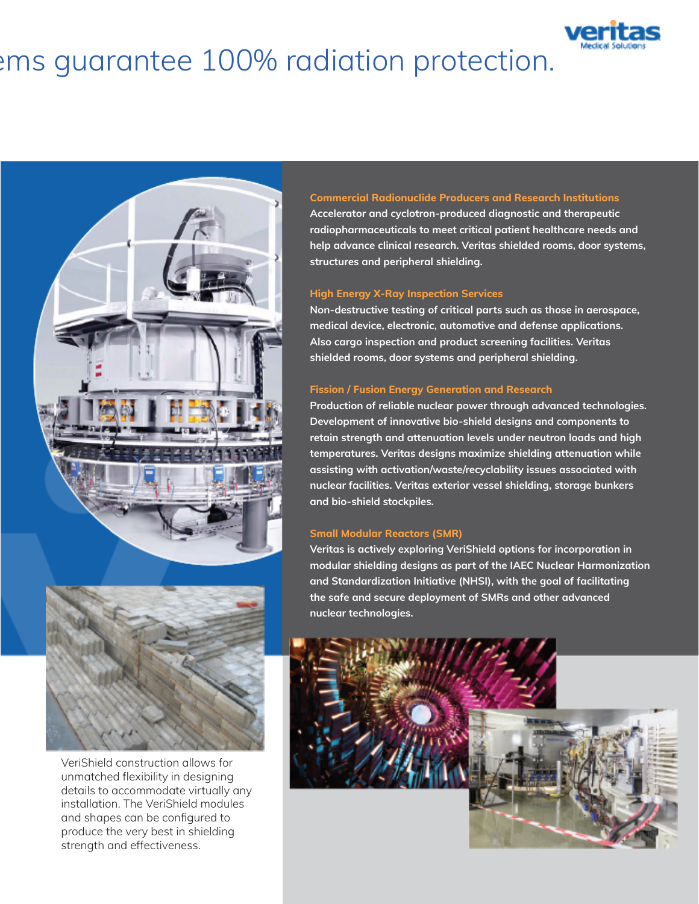ems guarantee 100% radiation protection.

### Commercial Radionuclide Producers and Research Institutions

Accelerator and cyclotron-produced diagnostic and therapeutic radiopharmaceuticals to meet critical patient healthcare needs and help advance clinical research. Veritas shielded rooms, door systems, structures and peripheral shielding.

### High Energy X-Ray Inspection Services

Non-destructive testing of critical parts such as those in aerospace, medical device, electronic, automotive and defense applications. Also cargo inspection and product screening facilities. Veritas shielded rooms, door systems and peripheral shielding.

### Fission / Fusion Energy Generation and Research

Production of reliable nuclear power through advanced technologies. Development of innovative bio-shield designs and components to retain strength and attenuation levels under neutron loads and high temperatures. Veritas designs maximize shielding attenuation while assisting with activation/waste/recyclability issues associated with nuclear facilities. Veritas exterior vessel shielding, storage bunkers and bio-shield stockpiles.

### Small Modular Reactors (SMR)

Veritas is actively exploring VeriShield options for incorporation in modular shielding designs as part of the IAEC Nuclear Harmonization and Standardization Initiative (NHSI), with the goal of facilitating the safe and secure deployment of SMRs and other advanced nuclear technologies.

VeriShield construction allows for unmatched flexibility in designing details to accommodate virtually any installation. The VeriShield modules and shapes can be configured to produce the very best in shielding strength and effectiveness.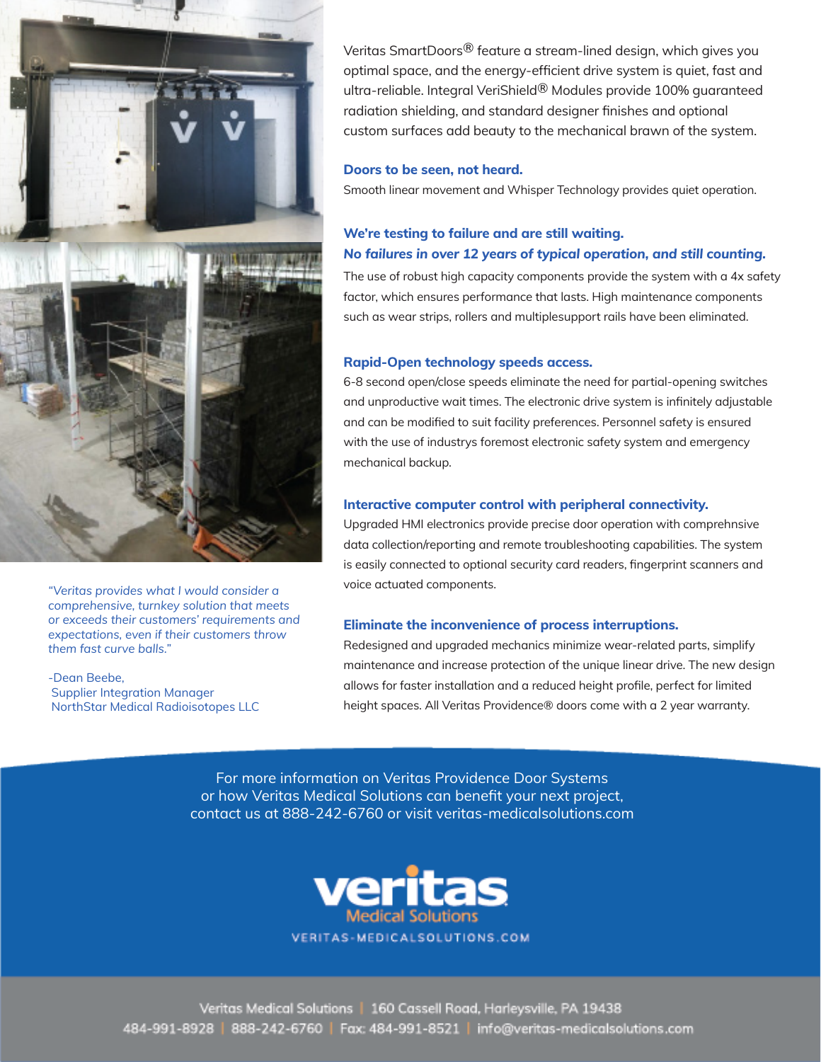Veritas SmartDoors® feature a stream-lined design, which gives you optimal space, and the energy-efficient drive system is quiet, fast and ultra-reliable. Integral VeriShield® Modules provide 100% guaranteed radiation shielding, and standard designer finishes and optional custom surfaces add beauty to the mechanical brawn of the system.

### Doors to be seen, not heard.

Smooth linear movement and Whisper Technology provides quiet operation.

### We're testing to failure and are still waiting.

***No failures in over 12 years of typical operation, and still counting.***

The use of robust high capacity components provide the system with a 4x safety factor, which ensures performance that lasts. High maintenance components such as wear strips, rollers and multiplesupport rails have been eliminated.

### Rapid-Open technology speeds access.

6-8 second open/close speeds eliminate the need for partial-opening switches and unproductive wait times. The electronic drive system is infinitely adjustable and can be modified to suit facility preferences. Personnel safety is ensured with the use of industrys foremost electronic safety system and emergency mechanical backup.

### Interactive computer control with peripheral connectivity.

Upgraded HMI electronics provide precise door operation with comprehnsive data collection/reporting and remote troubleshooting capabilities. The system is easily connected to optional security card readers, fingerprint scanners and voice actuated components.

### Eliminate the inconvenience of process interruptions.

Redesigned and upgraded mechanics minimize wear-related parts, simplify maintenance and increase protection of the unique linear drive. The new design allows for faster installation and a reduced height profile, perfect for limited height spaces. All Veritas Providence® doors come with a 2 year warranty.

*"Veritas provides what I would consider a comprehensive, turnkey solution that meets or exceeds their customers' requirements and expectations, even if their customers throw them fast curve balls."*

-Dean Beebe,
Supplier Integration Manager
NorthStar Medical Radioisotopes LLC

For more information on Veritas Providence Door Systems or how Veritas Medical Solutions can benefit your next project, contact us at 888-242-6760 or visit veritas-medicalsolutions.com

veritas
Medical Solutions
VERITAS-MEDICALSOLUTIONS.COM

Veritas Medical Solutions | 160 Cassell Road, Harleysville, PA 19438
484-991-8928 | 888-242-6760 | Fax: 484-991-8521 | info@veritas-medicalsolutions.com